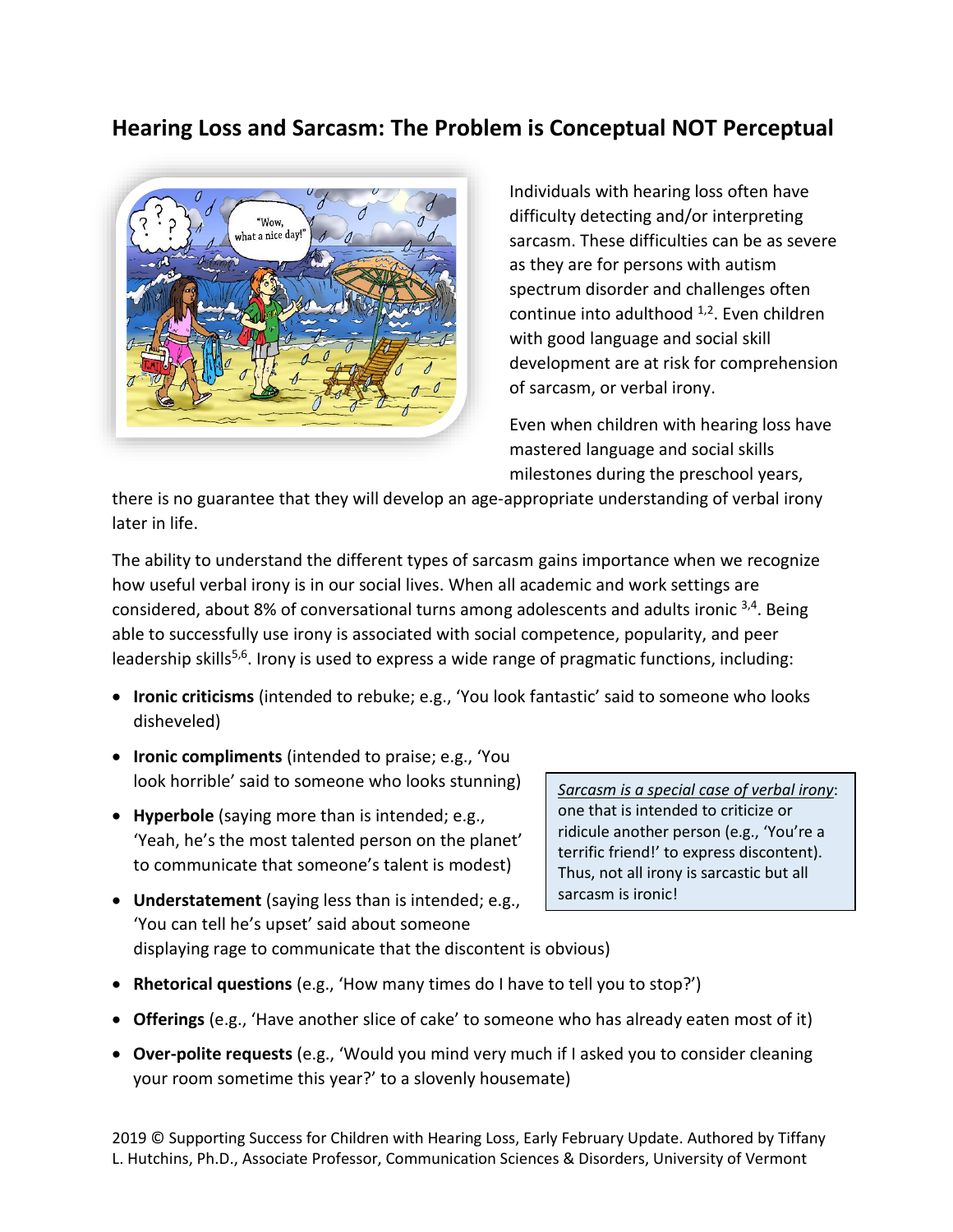## Hearing Loss and Sarcasm: The Problem is Conceptual NOT Perceptual

Individuals with hearing loss often have difficulty detecting and/or interpreting sarcasm. These difficulties can be as severe as they are for persons with autism spectrum disorder and challenges often continue into adulthood [1,2]. Even children with good language and social skill development are at risk for comprehension of sarcasm, or verbal irony.

Even when children with hearing loss have mastered language and social skills milestones during the preschool years, there is no guarantee that they will develop an age-appropriate understanding of verbal irony later in life.

The ability to understand the different types of sarcasm gains importance when we recognize how useful verbal irony is in our social lives. When all academic and work settings are considered, about 8% of conversational turns among adolescents and adults ironic [3,4]. Being able to successfully use irony is associated with social competence, popularity, and peer leadership skills[5,6]. Irony is used to express a wide range of pragmatic functions, including:

- **Ironic criticisms** (intended to rebuke; e.g., 'You look fantastic' said to someone who looks disheveled)
- **Ironic compliments** (intended to praise; e.g., 'You look horrible' said to someone who looks stunning)
- **Hyperbole** (saying more than is intended; e.g., 'Yeah, he's the most talented person on the planet' to communicate that someone's talent is modest)
- **Understatement** (saying less than is intended; e.g., 'You can tell he's upset' said about someone displaying rage to communicate that the discontent is obvious)
- **Rhetorical questions** (e.g., 'How many times do I have to tell you to stop?')
- **Offerings** (e.g., 'Have another slice of cake' to someone who has already eaten most of it)
- **Over-polite requests** (e.g., 'Would you mind very much if I asked you to consider cleaning your room sometime this year?' to a slovenly housemate)

> *Sarcasm is a special case of verbal irony*: one that is intended to criticize or ridicule another person (e.g., 'You're a terrific friend!' to express discontent). Thus, not all irony is sarcastic but all sarcasm is ironic!

2019 © Supporting Success for Children with Hearing Loss, Early February Update. Authored by Tiffany L. Hutchins, Ph.D., Associate Professor, Communication Sciences & Disorders, University of Vermont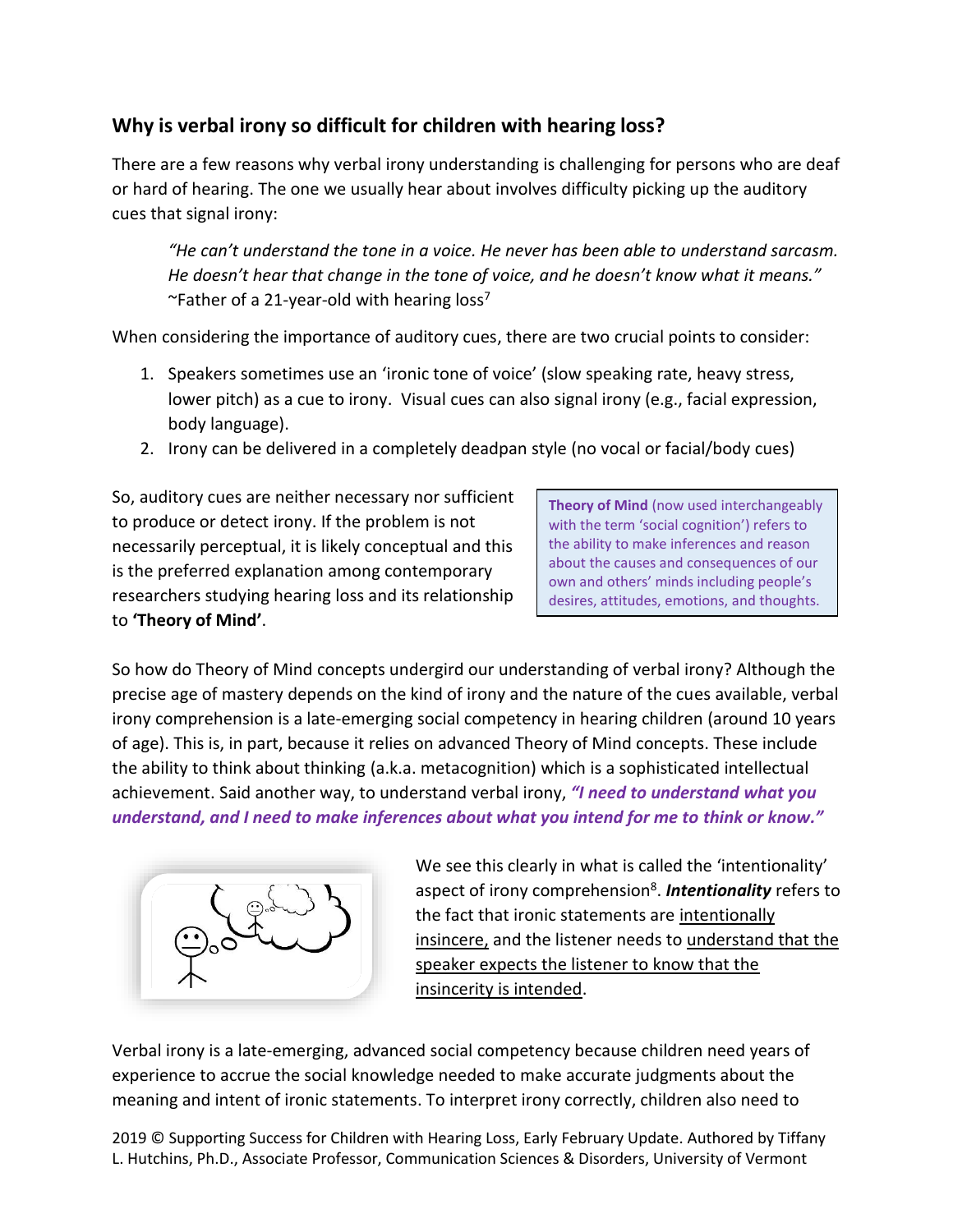## Why is verbal irony so difficult for children with hearing loss?

There are a few reasons why verbal irony understanding is challenging for persons who are deaf or hard of hearing. The one we usually hear about involves difficulty picking up the auditory cues that signal irony:

> *"He can't understand the tone in a voice. He never has been able to understand sarcasm. He doesn't hear that change in the tone of voice, and he doesn't know what it means."*
> ~Father of a 21-year-old with hearing loss[7]

When considering the importance of auditory cues, there are two crucial points to consider:

1. Speakers sometimes use an 'ironic tone of voice' (slow speaking rate, heavy stress, lower pitch) as a cue to irony. Visual cues can also signal irony (e.g., facial expression, body language).
2. Irony can be delivered in a completely deadpan style (no vocal or facial/body cues)

So, auditory cues are neither necessary nor sufficient to produce or detect irony. If the problem is not necessarily perceptual, it is likely conceptual and this is the preferred explanation among contemporary researchers studying hearing loss and its relationship to **'Theory of Mind'**.

> **Theory of Mind** (now used interchangeably with the term 'social cognition') refers to the ability to make inferences and reason about the causes and consequences of our own and others' minds including people's desires, attitudes, emotions, and thoughts.

So how do Theory of Mind concepts undergird our understanding of verbal irony? Although the precise age of mastery depends on the kind of irony and the nature of the cues available, verbal irony comprehension is a late-emerging social competency in hearing children (around 10 years of age). This is, in part, because it relies on advanced Theory of Mind concepts. These include the ability to think about thinking (a.k.a. metacognition) which is a sophisticated intellectual achievement. Said another way, to understand verbal irony, ***"I need to understand what you understand, and I need to make inferences about what you intend for me to think or know."***

We see this clearly in what is called the 'intentionality' aspect of irony comprehension[8]. ***Intentionality*** refers to the fact that ironic statements are intentionally insincere, and the listener needs to understand that the speaker expects the listener to know that the insincerity is intended.

Verbal irony is a late-emerging, advanced social competency because children need years of experience to accrue the social knowledge needed to make accurate judgments about the meaning and intent of ironic statements. To interpret irony correctly, children also need to

2019 © Supporting Success for Children with Hearing Loss, Early February Update. Authored by Tiffany L. Hutchins, Ph.D., Associate Professor, Communication Sciences & Disorders, University of Vermont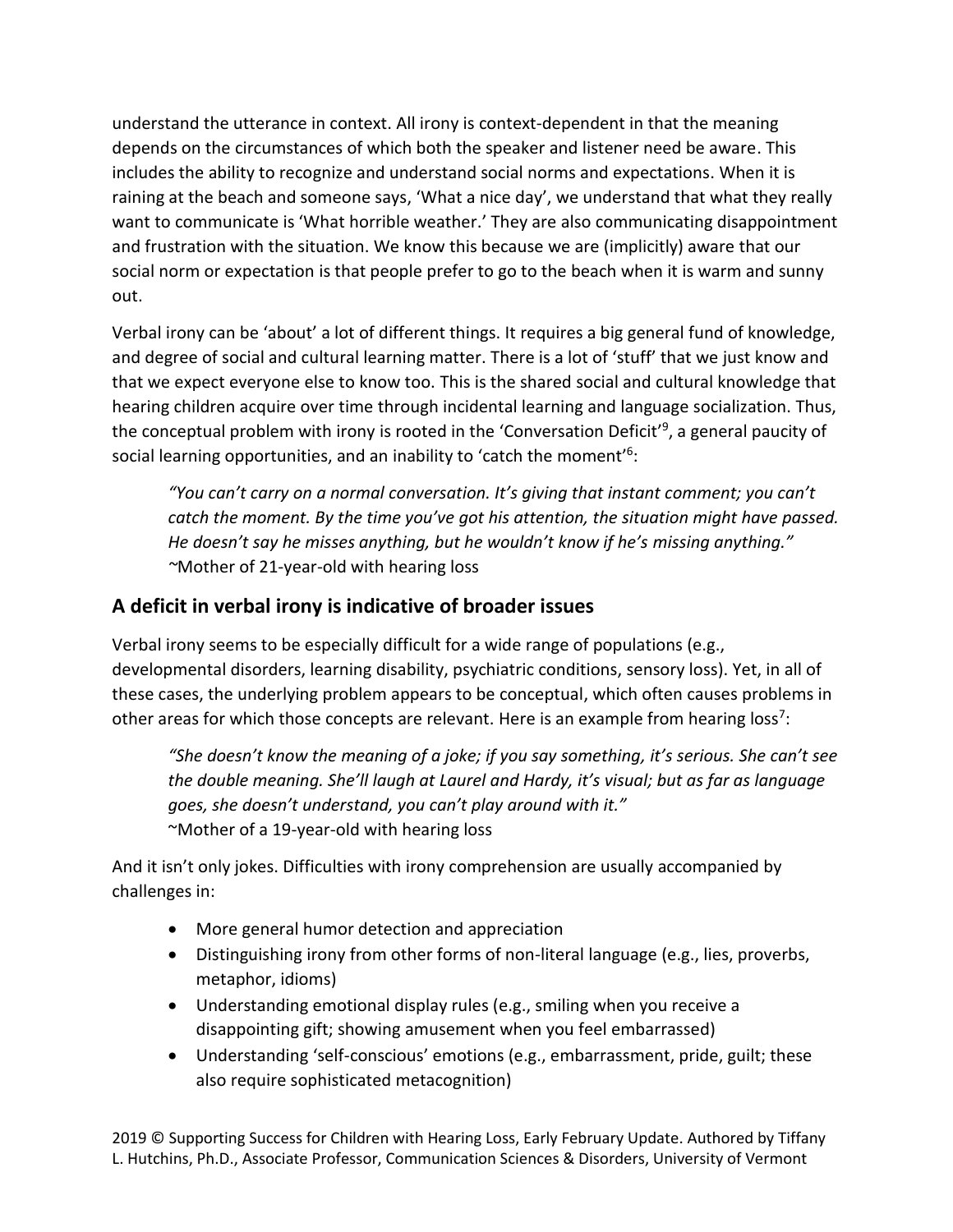understand the utterance in context. All irony is context-dependent in that the meaning depends on the circumstances of which both the speaker and listener need be aware. This includes the ability to recognize and understand social norms and expectations. When it is raining at the beach and someone says, 'What a nice day', we understand that what they really want to communicate is 'What horrible weather.' They are also communicating disappointment and frustration with the situation. We know this because we are (implicitly) aware that our social norm or expectation is that people prefer to go to the beach when it is warm and sunny out.

Verbal irony can be 'about' a lot of different things. It requires a big general fund of knowledge, and degree of social and cultural learning matter. There is a lot of 'stuff' that we just know and that we expect everyone else to know too. This is the shared social and cultural knowledge that hearing children acquire over time through incidental learning and language socialization. Thus, the conceptual problem with irony is rooted in the 'Conversation Deficit'[9], a general paucity of social learning opportunities, and an inability to 'catch the moment'[6]:

> *"You can't carry on a normal conversation. It's giving that instant comment; you can't catch the moment. By the time you've got his attention, the situation might have passed. He doesn't say he misses anything, but he wouldn't know if he's missing anything."*
> ~Mother of 21-year-old with hearing loss

## A deficit in verbal irony is indicative of broader issues

Verbal irony seems to be especially difficult for a wide range of populations (e.g., developmental disorders, learning disability, psychiatric conditions, sensory loss). Yet, in all of these cases, the underlying problem appears to be conceptual, which often causes problems in other areas for which those concepts are relevant. Here is an example from hearing loss[7]:

> *"She doesn't know the meaning of a joke; if you say something, it's serious. She can't see the double meaning. She'll laugh at Laurel and Hardy, it's visual; but as far as language goes, she doesn't understand, you can't play around with it."*
> ~Mother of a 19-year-old with hearing loss

And it isn't only jokes. Difficulties with irony comprehension are usually accompanied by challenges in:

- More general humor detection and appreciation
- Distinguishing irony from other forms of non-literal language (e.g., lies, proverbs, metaphor, idioms)
- Understanding emotional display rules (e.g., smiling when you receive a disappointing gift; showing amusement when you feel embarrassed)
- Understanding 'self-conscious' emotions (e.g., embarrassment, pride, guilt; these also require sophisticated metacognition)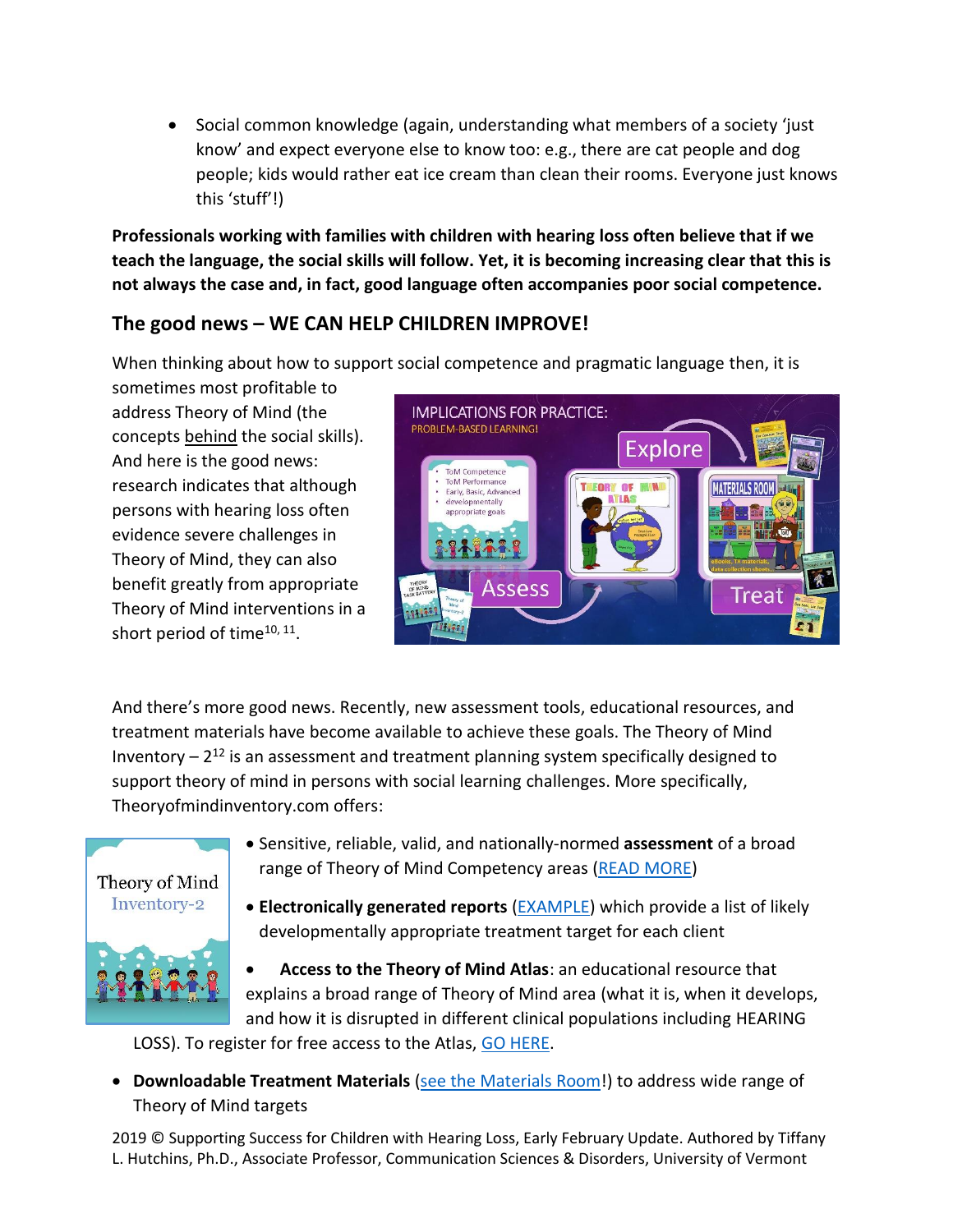- Social common knowledge (again, understanding what members of a society 'just know' and expect everyone else to know too: e.g., there are cat people and dog people; kids would rather eat ice cream than clean their rooms. Everyone just knows this 'stuff'!)

**Professionals working with families with children with hearing loss often believe that if we teach the language, the social skills will follow. Yet, it is becoming increasing clear that this is not always the case and, in fact, good language often accompanies poor social competence.**

## The good news – WE CAN HELP CHILDREN IMPROVE!

When thinking about how to support social competence and pragmatic language then, it is sometimes most profitable to address Theory of Mind (the concepts behind the social skills). And here is the good news: research indicates that although persons with hearing loss often evidence severe challenges in Theory of Mind, they can also benefit greatly from appropriate Theory of Mind interventions in a short period of time[10, 11].

And there's more good news. Recently, new assessment tools, educational resources, and treatment materials have become available to achieve these goals. The Theory of Mind Inventory – 2[12] is an assessment and treatment planning system specifically designed to support theory of mind in persons with social learning challenges. More specifically, Theoryofmindinventory.com offers:

- Sensitive, reliable, valid, and nationally-normed **assessment** of a broad range of Theory of Mind Competency areas (READ MORE)
- **Electronically generated reports** (EXAMPLE) which provide a list of likely developmentally appropriate treatment target for each client
- **Access to the Theory of Mind Atlas**: an educational resource that explains a broad range of Theory of Mind area (what it is, when it develops, and how it is disrupted in different clinical populations including HEARING LOSS). To register for free access to the Atlas, GO HERE.
- **Downloadable Treatment Materials** (see the Materials Room!) to address wide range of Theory of Mind targets

2019 © Supporting Success for Children with Hearing Loss, Early February Update. Authored by Tiffany L. Hutchins, Ph.D., Associate Professor, Communication Sciences & Disorders, University of Vermont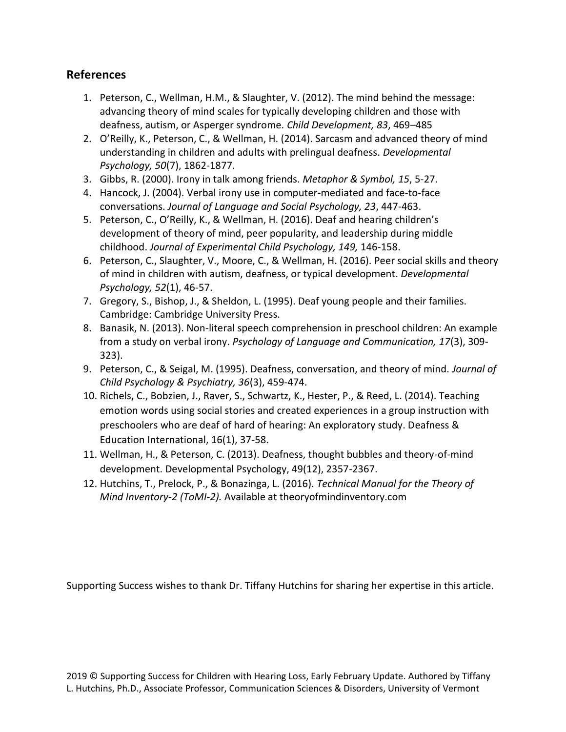## References

1. Peterson, C., Wellman, H.M., & Slaughter, V. (2012). The mind behind the message: advancing theory of mind scales for typically developing children and those with deafness, autism, or Asperger syndrome. *Child Development, 83*, 469–485
2. O'Reilly, K., Peterson, C., & Wellman, H. (2014). Sarcasm and advanced theory of mind understanding in children and adults with prelingual deafness. *Developmental Psychology, 50*(7), 1862-1877.
3. Gibbs, R. (2000). Irony in talk among friends. *Metaphor & Symbol, 15*, 5-27.
4. Hancock, J. (2004). Verbal irony use in computer-mediated and face-to-face conversations. *Journal of Language and Social Psychology, 23*, 447-463.
5. Peterson, C., O'Reilly, K., & Wellman, H. (2016). Deaf and hearing children's development of theory of mind, peer popularity, and leadership during middle childhood. *Journal of Experimental Child Psychology, 149,* 146-158.
6. Peterson, C., Slaughter, V., Moore, C., & Wellman, H. (2016). Peer social skills and theory of mind in children with autism, deafness, or typical development. *Developmental Psychology, 52*(1), 46-57.
7. Gregory, S., Bishop, J., & Sheldon, L. (1995). Deaf young people and their families. Cambridge: Cambridge University Press.
8. Banasik, N. (2013). Non-literal speech comprehension in preschool children: An example from a study on verbal irony. *Psychology of Language and Communication, 17*(3), 309-323).
9. Peterson, C., & Seigal, M. (1995). Deafness, conversation, and theory of mind. *Journal of Child Psychology & Psychiatry, 36*(3), 459-474.
10. Richels, C., Bobzien, J., Raver, S., Schwartz, K., Hester, P., & Reed, L. (2014). Teaching emotion words using social stories and created experiences in a group instruction with preschoolers who are deaf of hard of hearing: An exploratory study. Deafness & Education International, 16(1), 37-58.
11. Wellman, H., & Peterson, C. (2013). Deafness, thought bubbles and theory-of-mind development. Developmental Psychology, 49(12), 2357-2367.
12. Hutchins, T., Prelock, P., & Bonazinga, L. (2016). *Technical Manual for the Theory of Mind Inventory-2 (ToMI-2).* Available at theoryofmindinventory.com

Supporting Success wishes to thank Dr. Tiffany Hutchins for sharing her expertise in this article.

2019 © Supporting Success for Children with Hearing Loss, Early February Update. Authored by Tiffany L. Hutchins, Ph.D., Associate Professor, Communication Sciences & Disorders, University of Vermont